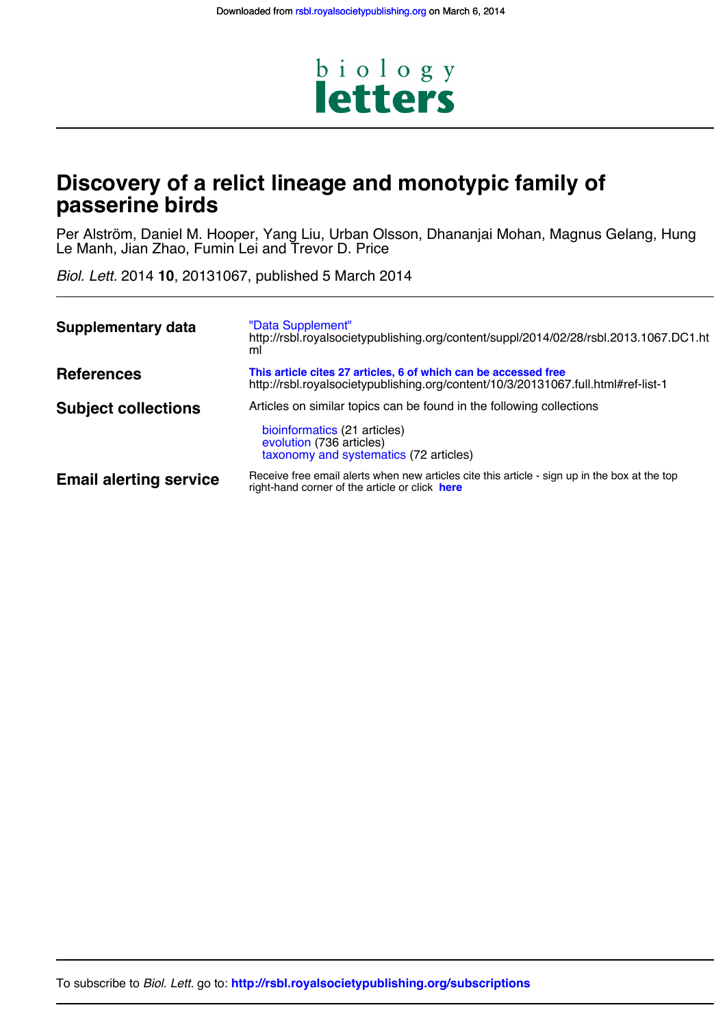Downloaded from rsbl.royalsocietypublishing.org on March 6, 2014

# biology letters

# Discovery of a relict lineage and monotypic family of passerine birds

Per Alström, Daniel M. Hooper, Yang Liu, Urban Olsson, Dhananjai Mohan, Magnus Gelang, Hung Le Manh, Jian Zhao, Fumin Lei and Trevor D. Price

*Biol. Lett.* 2014 **10**, 20131067, published 5 March 2014

| | |
|---|---|
| **Supplementary data** | "Data Supplement" http://rsbl.royalsocietypublishing.org/content/suppl/2014/02/28/rsbl.2013.1067.DC1.html |
| **References** | **This article cites 27 articles, 6 of which can be accessed free** http://rsbl.royalsocietypublishing.org/content/10/3/20131067.full.html#ref-list-1 |
| **Subject collections** | Articles on similar topics can be found in the following collections<br>bioinformatics (21 articles)<br>evolution (736 articles)<br>taxonomy and systematics (72 articles) |
| **Email alerting service** | Receive free email alerts when new articles cite this article - sign up in the box at the top right-hand corner of the article or click **here** |

To subscribe to *Biol. Lett.* go to: **http://rsbl.royalsocietypublishing.org/subscriptions**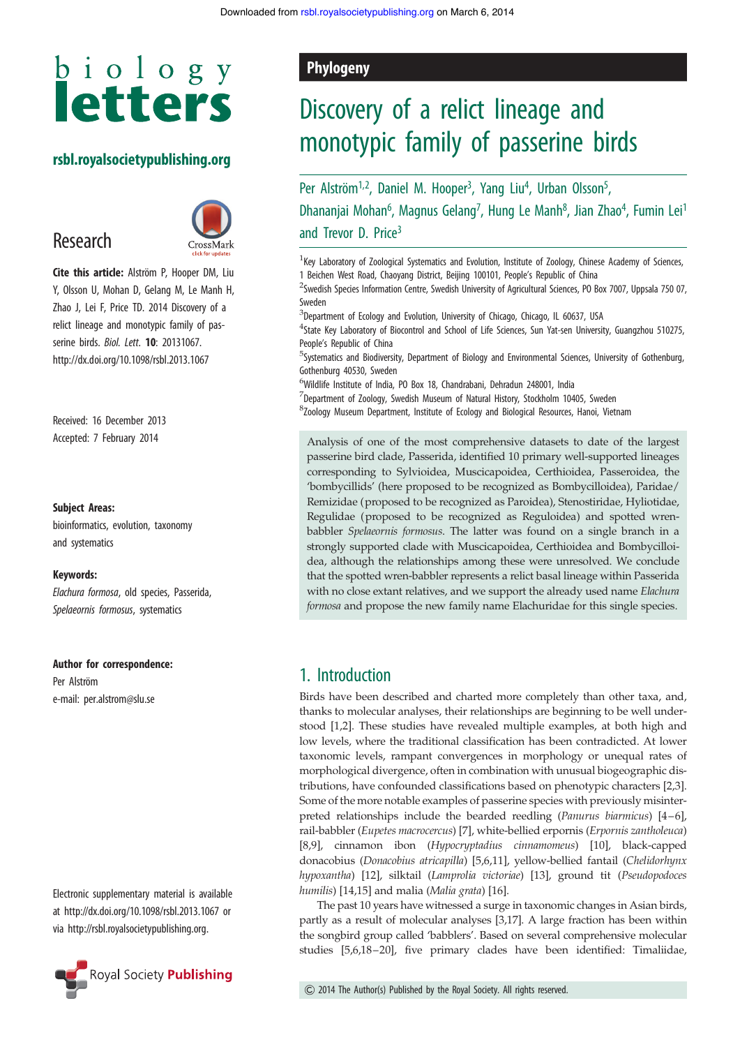# Phylogeny

# Discovery of a relict lineage and monotypic family of passerine birds

Per Alström[1,2], Daniel M. Hooper[3], Yang Liu[4], Urban Olsson[5], Dhananjai Mohan[6], Magnus Gelang[7], Hung Le Manh[8], Jian Zhao[4], Fumin Lei[1] and Trevor D. Price[3]

[1]Key Laboratory of Zoological Systematics and Evolution, Institute of Zoology, Chinese Academy of Sciences, 1 Beichen West Road, Chaoyang District, Beijing 100101, People's Republic of China
[2]Swedish Species Information Centre, Swedish University of Agricultural Sciences, PO Box 7007, Uppsala 750 07, Sweden
[3]Department of Ecology and Evolution, University of Chicago, Chicago, IL 60637, USA
[4]State Key Laboratory of Biocontrol and School of Life Sciences, Sun Yat-sen University, Guangzhou 510275, People's Republic of China
[5]Systematics and Biodiversity, Department of Biology and Environmental Sciences, University of Gothenburg, Gothenburg 40530, Sweden
[6]Wildlife Institute of India, PO Box 18, Chandrabani, Dehradun 248001, India
[7]Department of Zoology, Swedish Museum of Natural History, Stockholm 10405, Sweden
[8]Zoology Museum Department, Institute of Ecology and Biological Resources, Hanoi, Vietnam

**Research**

**Cite this article:** Alström P, Hooper DM, Liu Y, Olsson U, Mohan D, Gelang M, Le Manh H, Zhao J, Lei F, Price TD. 2014 Discovery of a relict lineage and monotypic family of passerine birds. *Biol. Lett.* **10**: 20131067. http://dx.doi.org/10.1098/rsbl.2013.1067

Received: 16 December 2013
Accepted: 7 February 2014

**Subject Areas:**
bioinformatics, evolution, taxonomy and systematics

**Keywords:**
*Elachura formosa*, old species, Passerida, *Spelaeornis formosus*, systematics

**Author for correspondence:**
Per Alström
e-mail: per.alstrom@slu.se

Electronic supplementary material is available at http://dx.doi.org/10.1098/rsbl.2013.1067 or via http://rsbl.royalsocietypublishing.org.

Analysis of one of the most comprehensive datasets to date of the largest passerine bird clade, Passerida, identified 10 primary well-supported lineages corresponding to Sylvioidea, Muscicapoidea, Certhioidea, Passeroidea, the 'bombycillids' (here proposed to be recognized as Bombycilloidea), Paridae/Remizidae (proposed to be recognized as Paroidea), Stenostiridae, Hyliotidae, Regulidae (proposed to be recognized as Reguloidea) and spotted wren-babbler *Spelaeornis formosus*. The latter was found on a single branch in a strongly supported clade with Muscicapoidea, Certhioidea and Bombycilloidea, although the relationships among these were unresolved. We conclude that the spotted wren-babbler represents a relict basal lineage within Passerida with no close extant relatives, and we support the already used name *Elachura formosa* and propose the new family name Elachuridae for this single species.

## 1. Introduction

Birds have been described and charted more completely than other taxa, and, thanks to molecular analyses, their relationships are beginning to be well understood [1,2]. These studies have revealed multiple examples, at both high and low levels, where the traditional classification has been contradicted. At lower taxonomic levels, rampant convergences in morphology or unequal rates of morphological divergence, often in combination with unusual biogeographic distributions, have confounded classifications based on phenotypic characters [2,3]. Some of the more notable examples of passerine species with previously misinterpreted relationships include the bearded reedling (*Panurus biarmicus*) [4–6], rail-babbler (*Eupetes macrocercus*) [7], white-bellied erpornis (*Erpornis zantholeuca*) [8,9], cinnamon ibon (*Hypocryptadius cinnamomeus*) [10], black-capped donacobius (*Donacobius atricapilla*) [5,6,11], yellow-bellied fantail (*Chelidorhynx hypoxantha*) [12], silktail (*Lamprolia victoriae*) [13], ground tit (*Pseudopodoces humilis*) [14,15] and malia (*Malia grata*) [16].

The past 10 years have witnessed a surge in taxonomic changes in Asian birds, partly as a result of molecular analyses [3,17]. A large fraction has been within the songbird group called 'babblers'. Based on several comprehensive molecular studies [5,6,18–20], five primary clades have been identified: Timaliidae,

© 2014 The Author(s) Published by the Royal Society. All rights reserved.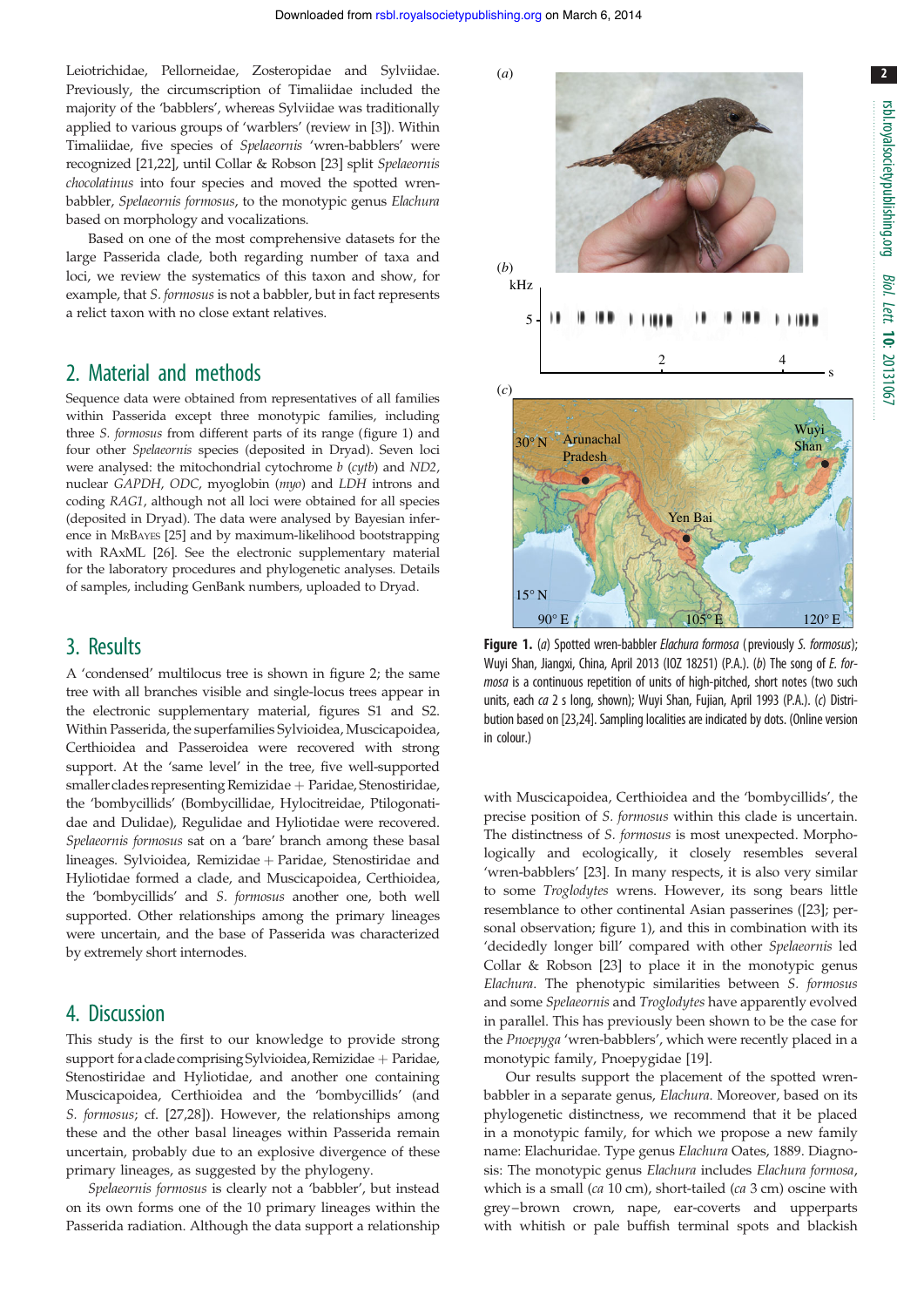Leiotrichidae, Pellorneidae, Zosteropidae and Sylviidae. Previously, the circumscription of Timaliidae included the majority of the 'babblers', whereas Sylviidae was traditionally applied to various groups of 'warblers' (review in [3]). Within Timaliidae, five species of *Spelaeornis* 'wren-babblers' were recognized [21,22], until Collar & Robson [23] split *Spelaeornis chocolatinus* into four species and moved the spotted wren-babbler, *Spelaeornis formosus*, to the monotypic genus *Elachura* based on morphology and vocalizations.

Based on one of the most comprehensive datasets for the large Passerida clade, both regarding number of taxa and loci, we review the systematics of this taxon and show, for example, that *S. formosus* is not a babbler, but in fact represents a relict taxon with no close extant relatives.

## 2. Material and methods

Sequence data were obtained from representatives of all families within Passerida except three monotypic families, including three *S. formosus* from different parts of its range (figure 1) and four other *Spelaeornis* species (deposited in Dryad). Seven loci were analysed: the mitochondrial cytochrome *b* (*cytb*) and *ND2*, nuclear *GAPDH*, *ODC*, myoglobin (*myo*) and *LDH* introns and coding *RAG1*, although not all loci were obtained for all species (deposited in Dryad). The data were analysed by Bayesian inference in MrBayes [25] and by maximum-likelihood bootstrapping with RAxML [26]. See the electronic supplementary material for the laboratory procedures and phylogenetic analyses. Details of samples, including GenBank numbers, uploaded to Dryad.

## 3. Results

A 'condensed' multilocus tree is shown in figure 2; the same tree with all branches visible and single-locus trees appear in the electronic supplementary material, figures S1 and S2. Within Passerida, the superfamilies Sylvioidea, Muscicapoidea, Certhioidea and Passeroidea were recovered with strong support. At the 'same level' in the tree, five well-supported smaller clades representing Remizidae + Paridae, Stenostiridae, the 'bombycillids' (Bombycillidae, Hylocitreidae, Ptilogonatidae and Dulidae), Regulidae and Hyliotidae were recovered. *Spelaeornis formosus* sat on a 'bare' branch among these basal lineages. Sylvioidea, Remizidae + Paridae, Stenostiridae and Hyliotidae formed a clade, and Muscicapoidea, Certhioidea, the 'bombycillids' and *S. formosus* another one, both well supported. Other relationships among the primary lineages were uncertain, and the base of Passerida was characterized by extremely short internodes.

## 4. Discussion

This study is the first to our knowledge to provide strong support for a clade comprising Sylvioidea, Remizidae + Paridae, Stenostiridae and Hyliotidae and another one containing Muscicapoidea, Certhioidea and the 'bombycillids' (and *S. formosus*; cf. [27,28]). However, the relationships among these and the other basal lineages within Passerida remain uncertain, probably due to an explosive divergence of these primary lineages, as suggested by the phylogeny.

*Spelaeornis formosus* is clearly not a 'babbler', but instead on its own forms one of the 10 primary lineages within the Passerida radiation. Although the data support a relationship

**Figure 1.** (*a*) Spotted wren-babbler *Elachura formosa* (previously *S. formosus*); Wuyi Shan, Jiangxi, China, April 2013 (IOZ 18251) (P.A.). (*b*) The song of *E. formosa* is a continuous repetition of units of high-pitched, short notes (two such units, each *ca* 2 s long, shown); Wuyi Shan, Fujian, April 1993 (P.A.). (*c*) Distribution based on [23,24]. Sampling localities are indicated by dots. (Online version in colour.)

with Muscicapoidea, Certhioidea and the 'bombycillids', the precise position of *S. formosus* within this clade is uncertain. The distinctness of *S. formosus* is most unexpected. Morphologically and ecologically, it closely resembles several 'wren-babblers' [23]. In many respects, it is also very similar to some *Troglodytes* wrens. However, its song bears little resemblance to other continental Asian passerines ([23]; personal observation; figure 1), and this in combination with its 'decidedly longer bill' compared with other *Spelaeornis* led Collar & Robson [23] to place it in the monotypic genus *Elachura*. The phenotypic similarities between *S. formosus* and some *Spelaeornis* and *Troglodytes* have apparently evolved in parallel. This has previously been shown to be the case for the *Pnoepyga* 'wren-babblers', which were recently placed in a monotypic family, Pnoepygidae [19].

Our results support the placement of the spotted wren-babbler in a separate genus, *Elachura*. Moreover, based on its phylogenetic distinctness, we recommend that it be placed in a monotypic family, for which we propose a new family name: Elachuridae. Type genus *Elachura* Oates, 1889. Diagnosis: The monotypic genus *Elachura* includes *Elachura formosa*, which is a small (*ca* 10 cm), short-tailed (*ca* 3 cm) oscine with grey–brown crown, nape, ear-coverts and upperparts with whitish or pale buffish terminal spots and blackish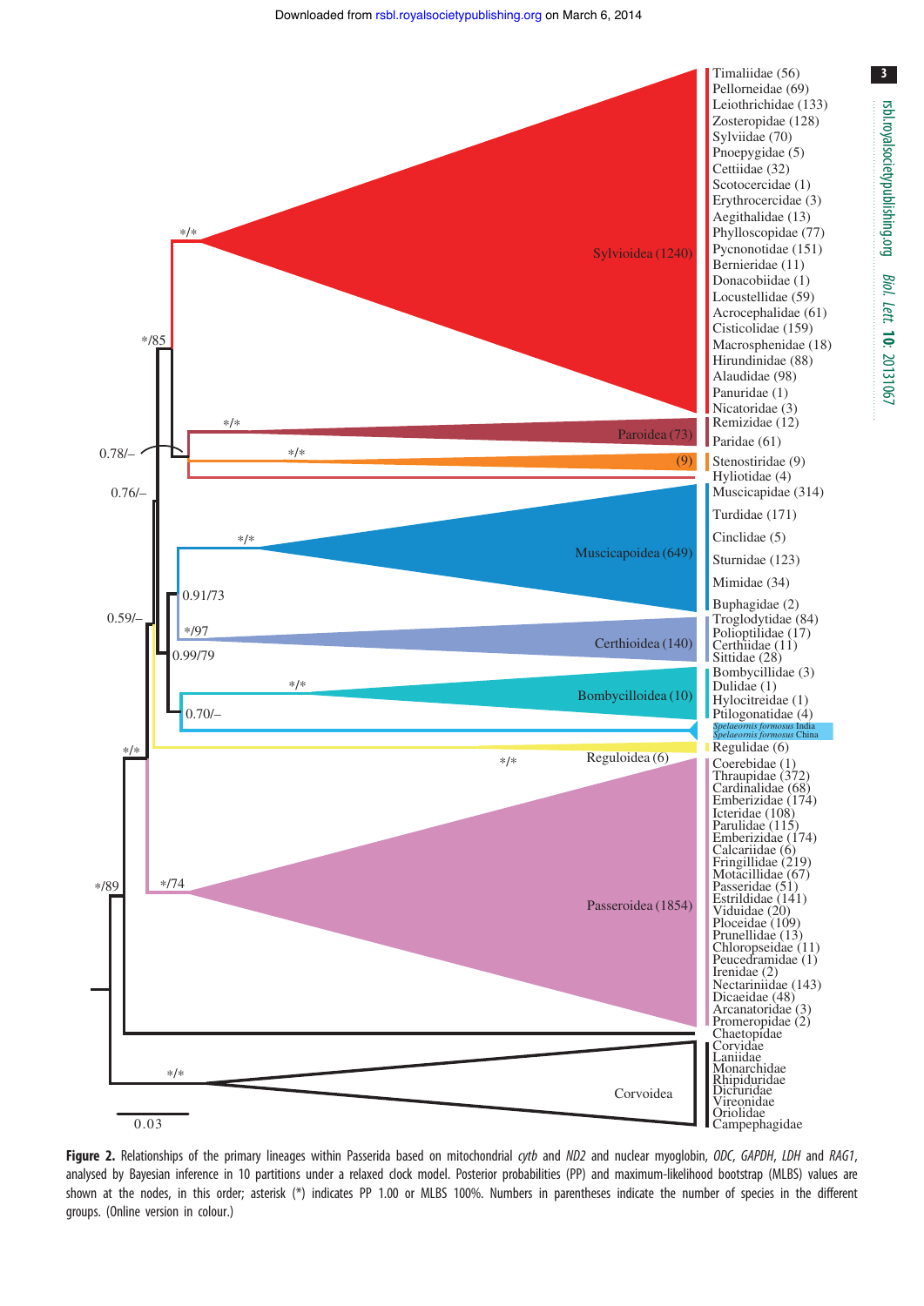**Figure 2.** Relationships of the primary lineages within Passerida based on mitochondrial *cytb* and *ND2* and nuclear myoglobin, *ODC*, *GAPDH*, *LDH* and *RAG1*, analysed by Bayesian inference in 10 partitions under a relaxed clock model. Posterior probabilities (PP) and maximum-likelihood bootstrap (MLBS) values are shown at the nodes, in this order; asterisk (*) indicates PP 1.00 or MLBS 100%. Numbers in parentheses indicate the number of species in the different groups. (Online version in colour.)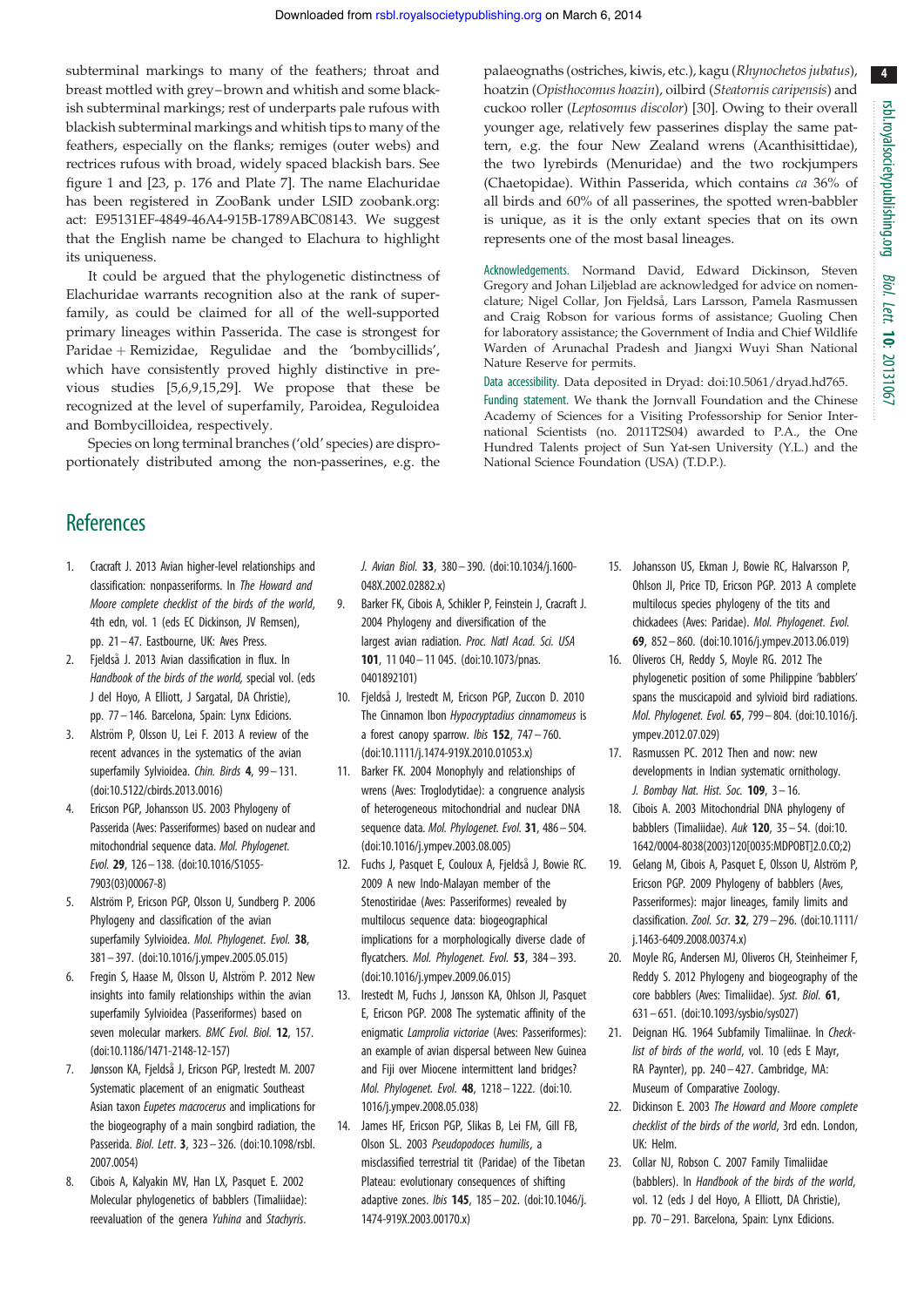subterminal markings to many of the feathers; throat and breast mottled with grey–brown and whitish and some blackish subterminal markings; rest of underparts pale rufous with blackish subterminal markings and whitish tips to many of the feathers, especially on the flanks; remiges (outer webs) and rectrices rufous with broad, widely spaced blackish bars. See figure 1 and [23, p. 176 and Plate 7]. The name Elachuridae has been registered in ZooBank under LSID zoobank.org: act: E95131EF-4849-46A4-915B-1789ABC08143. We suggest that the English name be changed to Elachura to highlight its uniqueness.

It could be argued that the phylogenetic distinctness of Elachuridae warrants recognition also at the rank of superfamily, as could be claimed for all of the well-supported primary lineages within Passerida. The case is strongest for Paridae + Remizidae, Regulidae and the 'bombycillids', which have consistently proved highly distinctive in previous studies [5,6,9,15,29]. We propose that these be recognized at the level of superfamily, Paroidea, Reguloidea and Bombycilloidea, respectively.

Species on long terminal branches ('old' species) are disproportionately distributed among the non-passerines, e.g. the palaeognaths (ostriches, kiwis, etc.), kagu (*Rhynochetos jubatus*), hoatzin (*Opisthocomus hoazin*), oilbird (*Steatornis caripensis*) and cuckoo roller (*Leptosomus discolor*) [30]. Owing to their overall younger age, relatively few passerines display the same pattern, e.g. the four New Zealand wrens (Acanthisittidae), the two lyrebirds (Menuridae) and the two rockjumpers (Chaetopidae). Within Passerida, which contains *ca* 36% of all birds and 60% of all passerines, the spotted wren-babbler is unique, as it is the only extant species that on its own represents one of the most basal lineages.

Acknowledgements. Normand David, Edward Dickinson, Steven Gregory and Johan Liljeblad are acknowledged for advice on nomenclature; Nigel Collar, Jon Fjeldså, Lars Larsson, Pamela Rasmussen and Craig Robson for various forms of assistance; Guoling Chen for laboratory assistance; the Government of India and Chief Wildlife Warden of Arunachal Pradesh and Jiangxi Wuyi Shan National Nature Reserve for permits.

Data accessibility. Data deposited in Dryad: doi:10.5061/dryad.hd765.

Funding statement. We thank the Jornvall Foundation and the Chinese Academy of Sciences for a Visiting Professorship for Senior International Scientists (no. 2011T2S04) awarded to P.A., the One Hundred Talents project of Sun Yat-sen University (Y.L.) and the National Science Foundation (USA) (T.D.P.).

## References

1. Cracraft J. 2013 Avian higher-level relationships and classification: nonpasseriforms. In *The Howard and Moore complete checklist of the birds of the world*, 4th edn, vol. 1 (eds EC Dickinson, JV Remsen), pp. 21–47. Eastbourne, UK: Aves Press.
2. Fjeldså J. 2013 Avian classification in flux. In *Handbook of the birds of the world*, special vol. (eds J del Hoyo, A Elliott, J Sargatal, DA Christie), pp. 77–146. Barcelona, Spain: Lynx Edicions.
3. Alström P, Olsson U, Lei F. 2013 A review of the recent advances in the systematics of the avian superfamily Sylvioidea. *Chin. Birds* **4**, 99–131. (doi:10.5122/cbirds.2013.0016)
4. Ericson PGP, Johansson US. 2003 Phylogeny of Passerida (Aves: Passeriformes) based on nuclear and mitochondrial sequence data. *Mol. Phylogenet. Evol.* **29**, 126–138. (doi:10.1016/S1055-7903(03)00067-8)
5. Alström P, Ericson PGP, Olsson U, Sundberg P. 2006 Phylogeny and classification of the avian superfamily Sylvioidea. *Mol. Phylogenet. Evol.* **38**, 381–397. (doi:10.1016/j.ympev.2005.05.015)
6. Fregin S, Haase M, Olsson U, Alström P. 2012 New insights into family relationships within the avian superfamily Sylvioidea (Passeriformes) based on seven molecular markers. *BMC Evol. Biol.* **12**, 157. (doi:10.1186/1471-2148-12-157)
7. Jønsson KA, Fjeldså J, Ericson PGP, Irestedt M. 2007 Systematic placement of an enigmatic Southeast Asian taxon *Eupetes macrocerus* and implications for the biogeography of a main songbird radiation, the Passerida. *Biol. Lett.* **3**, 323–326. (doi:10.1098/rsbl.2007.0054)
8. Cibois A, Kalyakin MV, Han LX, Pasquet E. 2002 Molecular phylogenetics of babblers (Timaliidae): reevaluation of the genera *Yuhina* and *Stachyris*. *J. Avian Biol.* **33**, 380–390. (doi:10.1034/j.1600-048X.2002.02882.x)
9. Barker FK, Cibois A, Schikler P, Feinstein J, Cracraft J. 2004 Phylogeny and diversification of the largest avian radiation. *Proc. Natl Acad. Sci. USA* **101**, 11 040–11 045. (doi:10.1073/pnas.0401892101)
10. Fjeldså J, Irestedt M, Ericson PGP, Zuccon D. 2010 The Cinnamon Ibon *Hypocryptadius cinnamomeus* is a forest canopy sparrow. *Ibis* **152**, 747–760. (doi:10.1111/j.1474-919X.2010.01053.x)
11. Barker FK. 2004 Monophyly and relationships of wrens (Aves: Troglodytidae): a congruence analysis of heterogeneous mitochondrial and nuclear DNA sequence data. *Mol. Phylogenet. Evol.* **31**, 486–504. (doi:10.1016/j.ympev.2003.08.005)
12. Fuchs J, Pasquet E, Couloux A, Fjeldså J, Bowie RC. 2009 A new Indo-Malayan member of the Stenostiridae (Aves: Passeriformes) revealed by multilocus sequence data: biogeographical implications for a morphologically diverse clade of flycatchers. *Mol. Phylogenet. Evol.* **53**, 384–393. (doi:10.1016/j.ympev.2009.06.015)
13. Irestedt M, Fuchs J, Jønsson KA, Ohlson JI, Pasquet E, Ericson PGP. 2008 The systematic affinity of the enigmatic *Lamprolia victoriae* (Aves: Passeriformes): an example of avian dispersal between New Guinea and Fiji over Miocene intermittent land bridges? *Mol. Phylogenet. Evol.* **48**, 1218–1222. (doi:10.1016/j.ympev.2008.05.038)
14. James HF, Ericson PGP, Slikas B, Lei FM, Gill FB, Olson SL. 2003 *Pseudopodoces humilis*, a misclassified terrestrial tit (Paridae) of the Tibetan Plateau: evolutionary consequences of shifting adaptive zones. *Ibis* **145**, 185–202. (doi:10.1046/j.1474-919X.2003.00170.x)
15. Johansson US, Ekman J, Bowie RC, Halvarsson P, Ohlson JI, Price TD, Ericson PGP. 2013 A complete multilocus species phylogeny of the tits and chickadees (Aves: Paridae). *Mol. Phylogenet. Evol.* **69**, 852–860. (doi:10.1016/j.ympev.2013.06.019)
16. Oliveros CH, Reddy S, Moyle RG. 2012 The phylogenetic position of some Philippine 'babblers' spans the muscicapoid and sylvioid bird radiations. *Mol. Phylogenet. Evol.* **65**, 799–804. (doi:10.1016/j.ympev.2012.07.029)
17. Rasmussen PC. 2012 Then and now: new developments in Indian systematic ornithology. *J. Bombay Nat. Hist. Soc.* **109**, 3–16.
18. Cibois A. 2003 Mitochondrial DNA phylogeny of babblers (Timaliidae). *Auk* **120**, 35–54. (doi:10.1642/0004-8038(2003)120[0035:MDPOBT]2.0.CO;2)
19. Gelang M, Cibois A, Pasquet E, Olsson U, Alström P, Ericson PGP. 2009 Phylogeny of babblers (Aves, Passeriformes): major lineages, family limits and classification. *Zool. Scr.* **32**, 279–296. (doi:10.1111/j.1463-6409.2008.00374.x)
20. Moyle RG, Andersen MJ, Oliveros CH, Steinheimer F, Reddy S. 2012 Phylogeny and biogeography of the core babblers (Aves: Timaliidae). *Syst. Biol.* **61**, 631–651. (doi:10.1093/sysbio/sys027)
21. Deignan HG. 1964 Subfamily Timaliinae. In *Check-list of birds of the world*, vol. 10 (eds E Mayr, RA Paynter), pp. 240–427. Cambridge, MA: Museum of Comparative Zoology.
22. Dickinson E. 2003 *The Howard and Moore complete checklist of the birds of the world*, 3rd edn. London, UK: Helm.
23. Collar NJ, Robson C. 2007 Family Timaliidae (babblers). In *Handbook of the birds of the world*, vol. 12 (eds J del Hoyo, A Elliott, DA Christie), pp. 70–291. Barcelona, Spain: Lynx Edicions.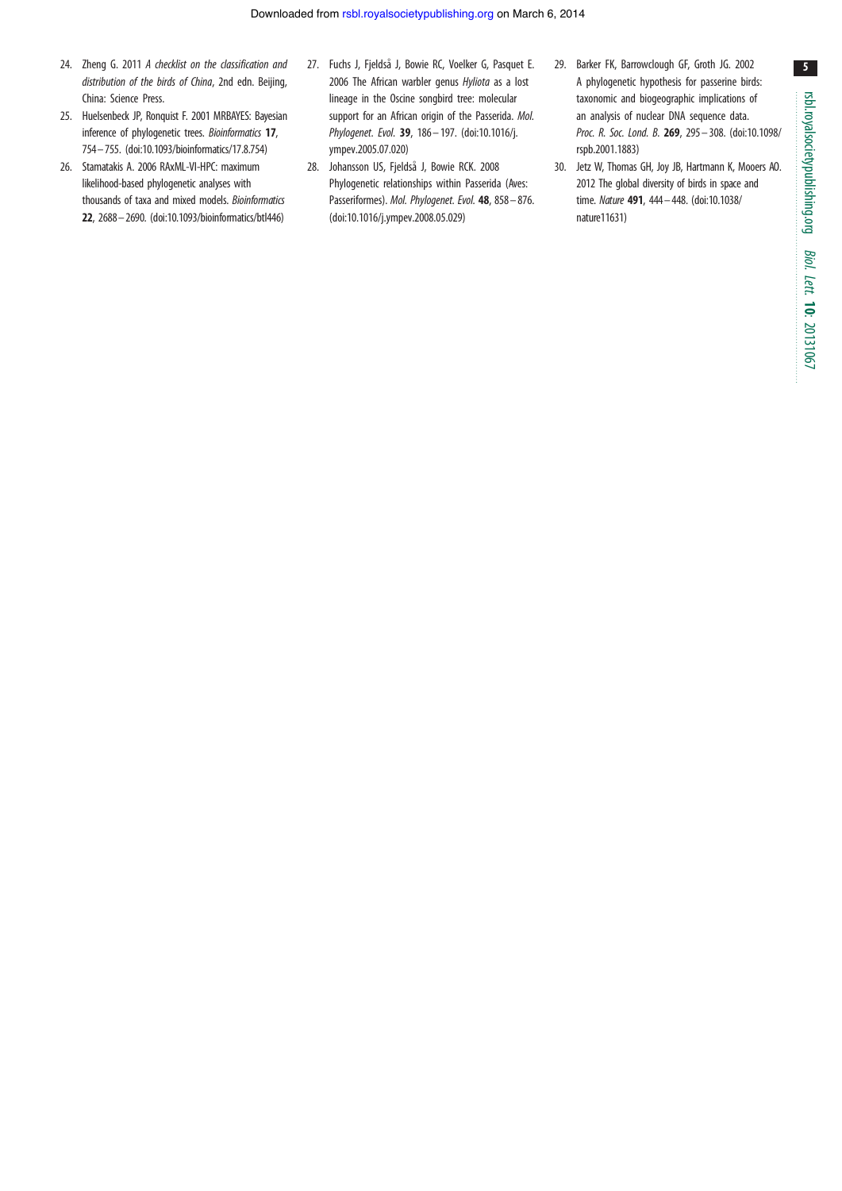24. Zheng G. 2011 *A checklist on the classification and distribution of the birds of China*, 2nd edn. Beijing, China: Science Press.
25. Huelsenbeck JP, Ronquist F. 2001 MRBAYES: Bayesian inference of phylogenetic trees. *Bioinformatics* **17**, 754–755. (doi:10.1093/bioinformatics/17.8.754)
26. Stamatakis A. 2006 RAxML-VI-HPC: maximum likelihood-based phylogenetic analyses with thousands of taxa and mixed models. *Bioinformatics* **22**, 2688–2690. (doi:10.1093/bioinformatics/btl446)
27. Fuchs J, Fjeldså J, Bowie RC, Voelker G, Pasquet E. 2006 The African warbler genus *Hyliota* as a lost lineage in the Oscine songbird tree: molecular support for an African origin of the Passerida. *Mol. Phylogenet. Evol.* **39**, 186–197. (doi:10.1016/j.ympev.2005.07.020)
28. Johansson US, Fjeldså J, Bowie RCK. 2008 Phylogenetic relationships within Passerida (Aves: Passeriformes). *Mol. Phylogenet. Evol.* **48**, 858–876. (doi:10.1016/j.ympev.2008.05.029)
29. Barker FK, Barrowclough GF, Groth JG. 2002 A phylogenetic hypothesis for passerine birds: taxonomic and biogeographic implications of an analysis of nuclear DNA sequence data. *Proc. R. Soc. Lond. B.* **269**, 295–308. (doi:10.1098/rspb.2001.1883)
30. Jetz W, Thomas GH, Joy JB, Hartmann K, Mooers AO. 2012 The global diversity of birds in space and time. *Nature* **491**, 444–448. (doi:10.1038/nature11631)